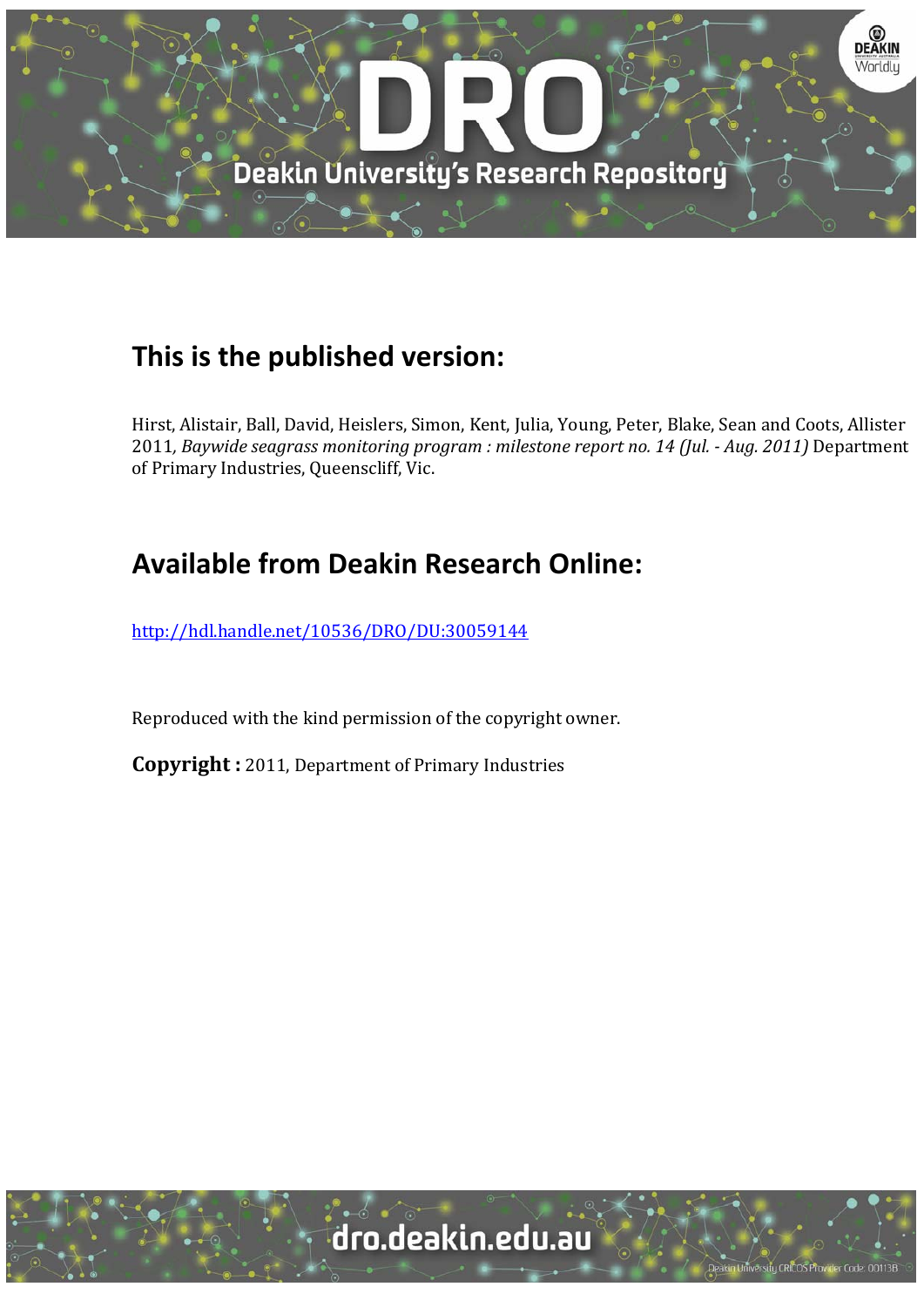## This is the published version:

Hirst, Alistair, Ball, David, Heislers, Simon, Kent, Julia, Young, Peter, Blake, Sean and Coots, Allister 2011, *Baywide seagrass monitoring program : milestone report no. 14 (Jul. - Aug. 2011)* Department of Primary Industries, Queenscliff, Vic.

## Available from Deakin Research Online:

http://hdl.handle.net/10536/DRO/DU:30059144

Reproduced with the kind permission of the copyright owner.

**Copyright :** 2011, Department of Primary Industries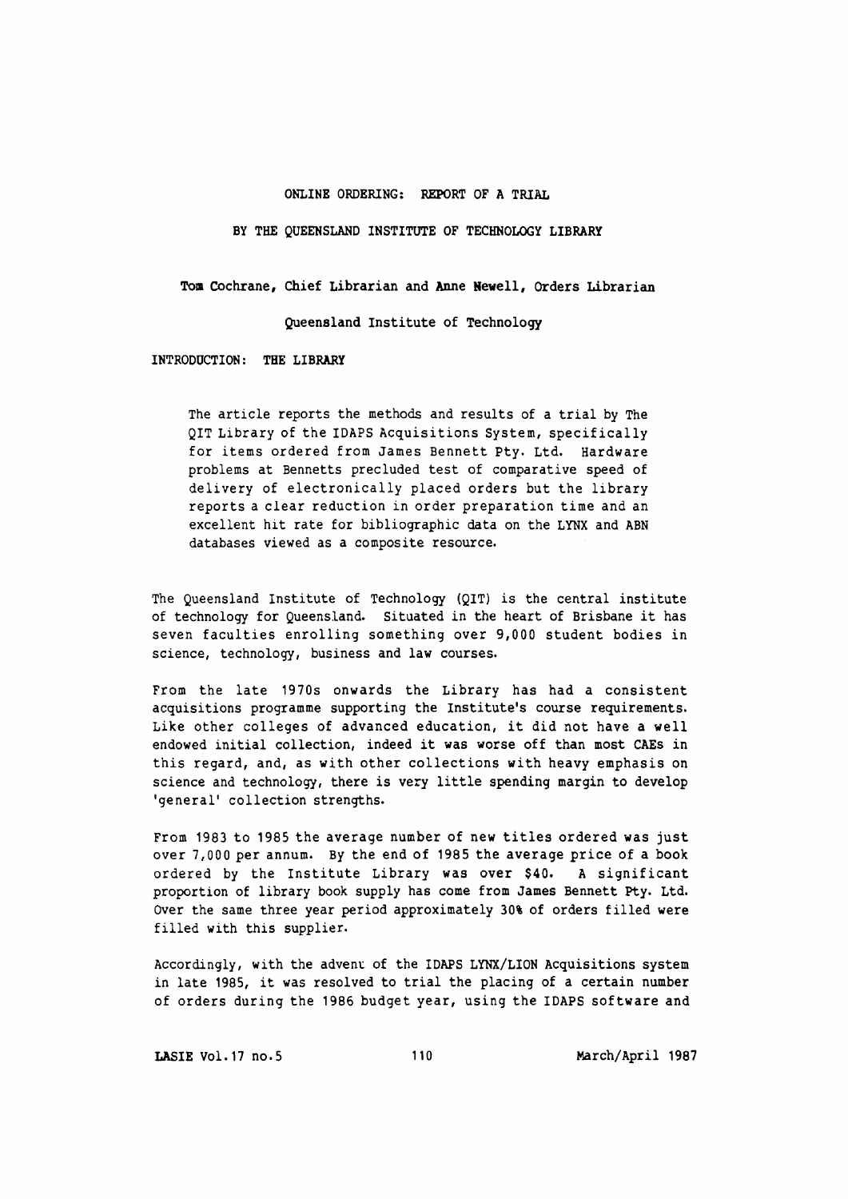# ONLINE ORDERING: REPORT OF A TRIAL

## BY THE QUEENSLAND INSTITUTE OF TECHNOLOGY LIBRARY

**Tom Cochrane, Chief Librarian and Anne Newell, Orders Librarian**

Queensland Institute of Technology

## INTRODUCTION: THE LIBRARY

> The article reports the methods and results of a trial by The QIT Library of the IDAPS Acquisitions System, specifically for items ordered from James Bennett Pty. Ltd. Hardware problems at Bennetts precluded test of comparative speed of delivery of electronically placed orders but the library reports a clear reduction in order preparation time and an excellent hit rate for bibliographic data on the LYNX and ABN databases viewed as a composite resource.

The Queensland Institute of Technology (QIT) is the central institute of technology for Queensland. Situated in the heart of Brisbane it has seven faculties enrolling something over 9,000 student bodies in science, technology, business and law courses.

From the late 1970s onwards the Library has had a consistent acquisitions programme supporting the Institute's course requirements. Like other colleges of advanced education, it did not have a well endowed initial collection, indeed it was worse off than most CAEs in this regard, and, as with other collections with heavy emphasis on science and technology, there is very little spending margin to develop 'general' collection strengths.

From 1983 to 1985 the average number of new titles ordered was just over 7,000 per annum. By the end of 1985 the average price of a book ordered by the Institute Library was over $40. A significant proportion of library book supply has come from James Bennett Pty. Ltd. Over the same three year period approximately 30% of orders filled were filled with this supplier.

Accordingly, with the advent of the IDAPS LYNX/LION Acquisitions system in late 1985, it was resolved to trial the placing of a certain number of orders during the 1986 budget year, using the IDAPS software and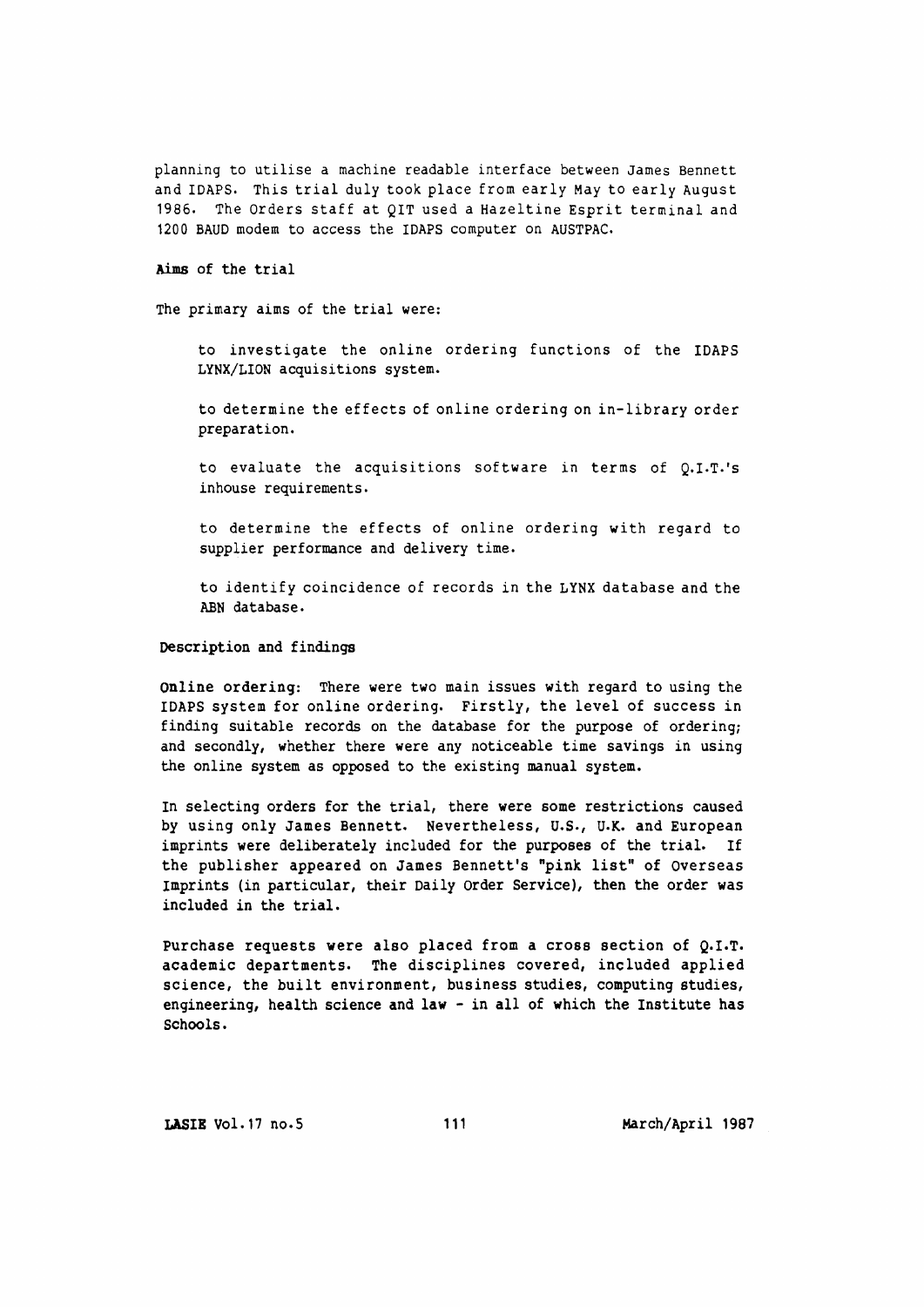planning to utilise a machine readable interface between James Bennett and IDAPS. This trial duly took place from early May to early August 1986. The Orders staff at QIT used a Hazeltine Esprit terminal and 1200 BAUD modem to access the IDAPS computer on AUSTPAC.

**Aims of the trial**

The primary aims of the trial were:

> to investigate the online ordering functions of the IDAPS LYNX/LION acquisitions system.
>
> to determine the effects of online ordering on in-library order preparation.
>
> to evaluate the acquisitions software in terms of Q.I.T.'s inhouse requirements.
>
> to determine the effects of online ordering with regard to supplier performance and delivery time.
>
> to identify coincidence of records in the LYNX database and the ABN database.

**Description and findings**

**Online ordering:** There were two main issues with regard to using the IDAPS system for online ordering. Firstly, the level of success in finding suitable records on the database for the purpose of ordering; and secondly, whether there were any noticeable time savings in using the online system as opposed to the existing manual system.

In selecting orders for the trial, there were some restrictions caused by using only James Bennett. Nevertheless, U.S., U.K. and European imprints were deliberately included for the purposes of the trial. If the publisher appeared on James Bennett's "pink list" of Overseas Imprints (in particular, their Daily Order Service), then the order was included in the trial.

Purchase requests were also placed from a cross section of Q.I.T. academic departments. The disciplines covered, included applied science, the built environment, business studies, computing studies, engineering, health science and law - in all of which the Institute has Schools.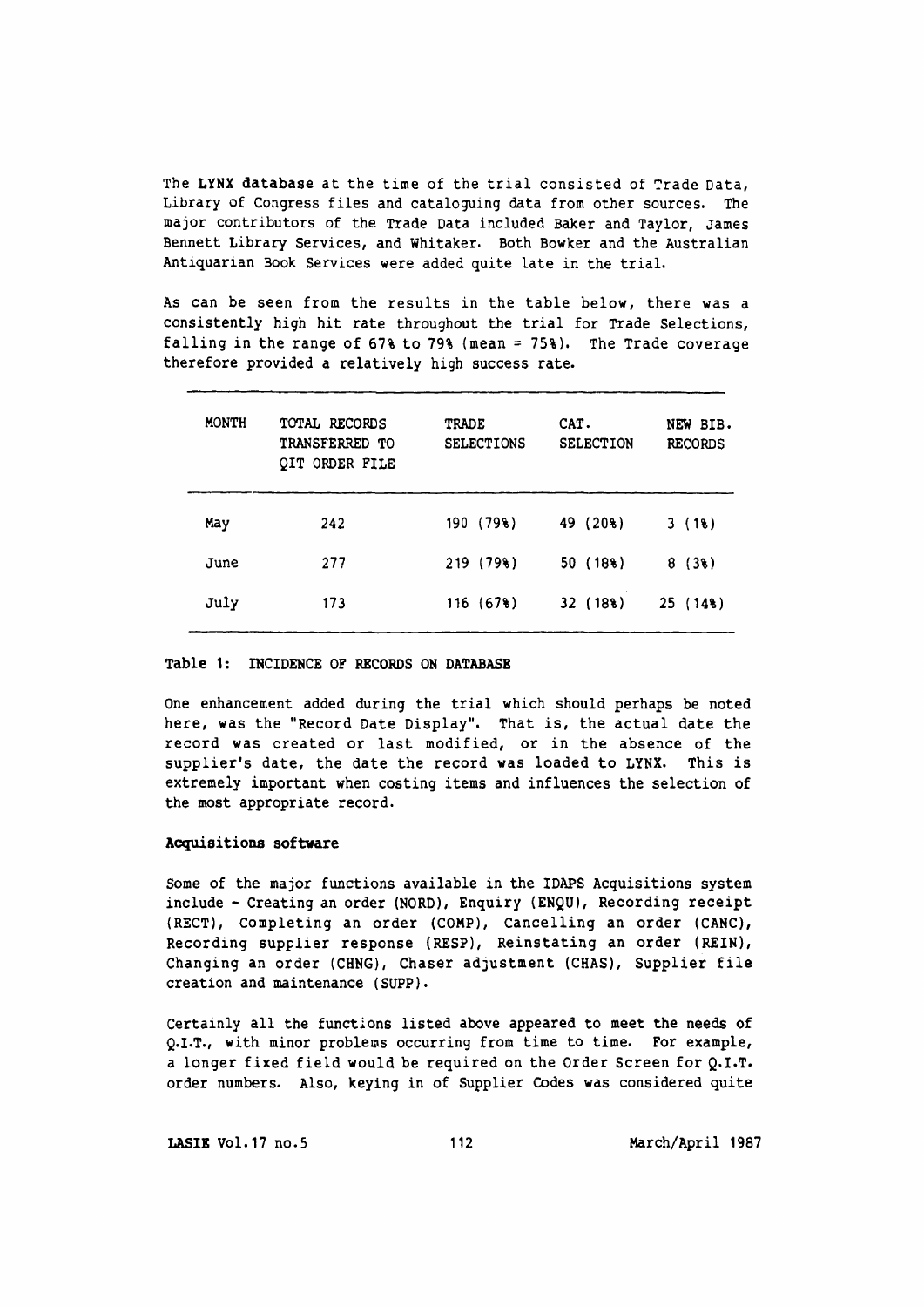The **LYNX database** at the time of the trial consisted of Trade Data, Library of Congress files and cataloguing data from other sources. The major contributors of the Trade Data included Baker and Taylor, James Bennett Library Services, and Whitaker. Both Bowker and the Australian Antiquarian Book Services were added quite late in the trial.

As can be seen from the results in the table below, there was a consistently high hit rate throughout the trial for Trade Selections, falling in the range of 67% to 79% (mean = 75%). The Trade coverage therefore provided a relatively high success rate.

| MONTH | TOTAL RECORDS TRANSFERRED TO QIT ORDER FILE | TRADE SELECTIONS | CAT. SELECTION | NEW BIB. RECORDS |
|---|---|---|---|---|
| May | 242 | 190 (79%) | 49 (20%) | 3 (1%) |
| June | 277 | 219 (79%) | 50 (18%) | 8 (3%) |
| July | 173 | 116 (67%) | 32 (18%) | 25 (14%) |

**Table 1: INCIDENCE OF RECORDS ON DATABASE**

One enhancement added during the trial which should perhaps be noted here, was the "Record Date Display". That is, the actual date the record was created or last modified, or in the absence of the supplier's date, the date the record was loaded to LYNX. This is extremely important when costing items and influences the selection of the most appropriate record.

**Acquisitions software**

Some of the major functions available in the IDAPS Acquisitions system include - Creating an order (NORD), Enquiry (ENQU), Recording receipt (RECT), Completing an order (COMP), Cancelling an order (CANC), Recording supplier response (RESP), Reinstating an order (REIN), Changing an order (CHNG), Chaser adjustment (CHAS), Supplier file creation and maintenance (SUPP).

Certainly all the functions listed above appeared to meet the needs of Q.I.T., with minor problems occurring from time to time. For example, a longer fixed field would be required on the Order Screen for Q.I.T. order numbers. Also, keying in of Supplier Codes was considered quite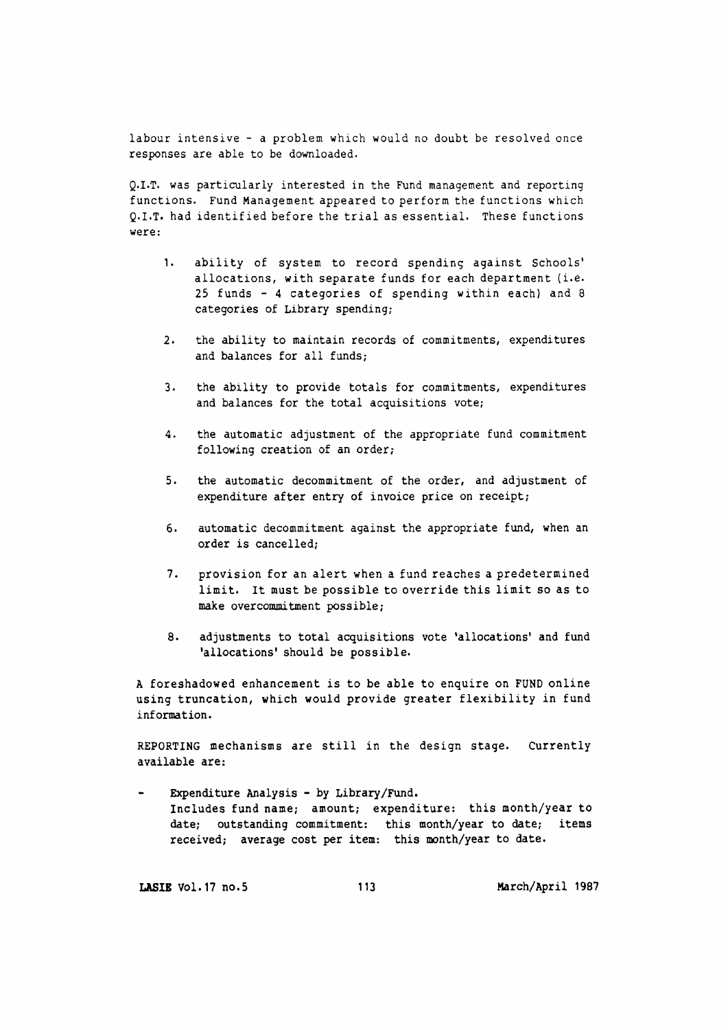labour intensive - a problem which would no doubt be resolved once responses are able to be downloaded.

Q.I.T. was particularly interested in the Fund management and reporting functions. Fund Management appeared to perform the functions which Q.I.T. had identified before the trial as essential. These functions were:

1. ability of system to record spending against Schools' allocations, with separate funds for each department (i.e. 25 funds - 4 categories of spending within each) and 8 categories of Library spending;

2. the ability to maintain records of commitments, expenditures and balances for all funds;

3. the ability to provide totals for commitments, expenditures and balances for the total acquisitions vote;

4. the automatic adjustment of the appropriate fund commitment following creation of an order;

5. the automatic decommitment of the order, and adjustment of expenditure after entry of invoice price on receipt;

6. automatic decommitment against the appropriate fund, when an order is cancelled;

7. provision for an alert when a fund reaches a predetermined limit. It must be possible to override this limit so as to make overcommitment possible;

8. adjustments to total acquisitions vote 'allocations' and fund 'allocations' should be possible.

A foreshadowed enhancement is to be able to enquire on FUND online using truncation, which would provide greater flexibility in fund information.

REPORTING mechanisms are still in the design stage. Currently available are:

- Expenditure Analysis - by Library/Fund.
  Includes fund name; amount; expenditure: this month/year to date; outstanding commitment: this month/year to date; items received; average cost per item: this month/year to date.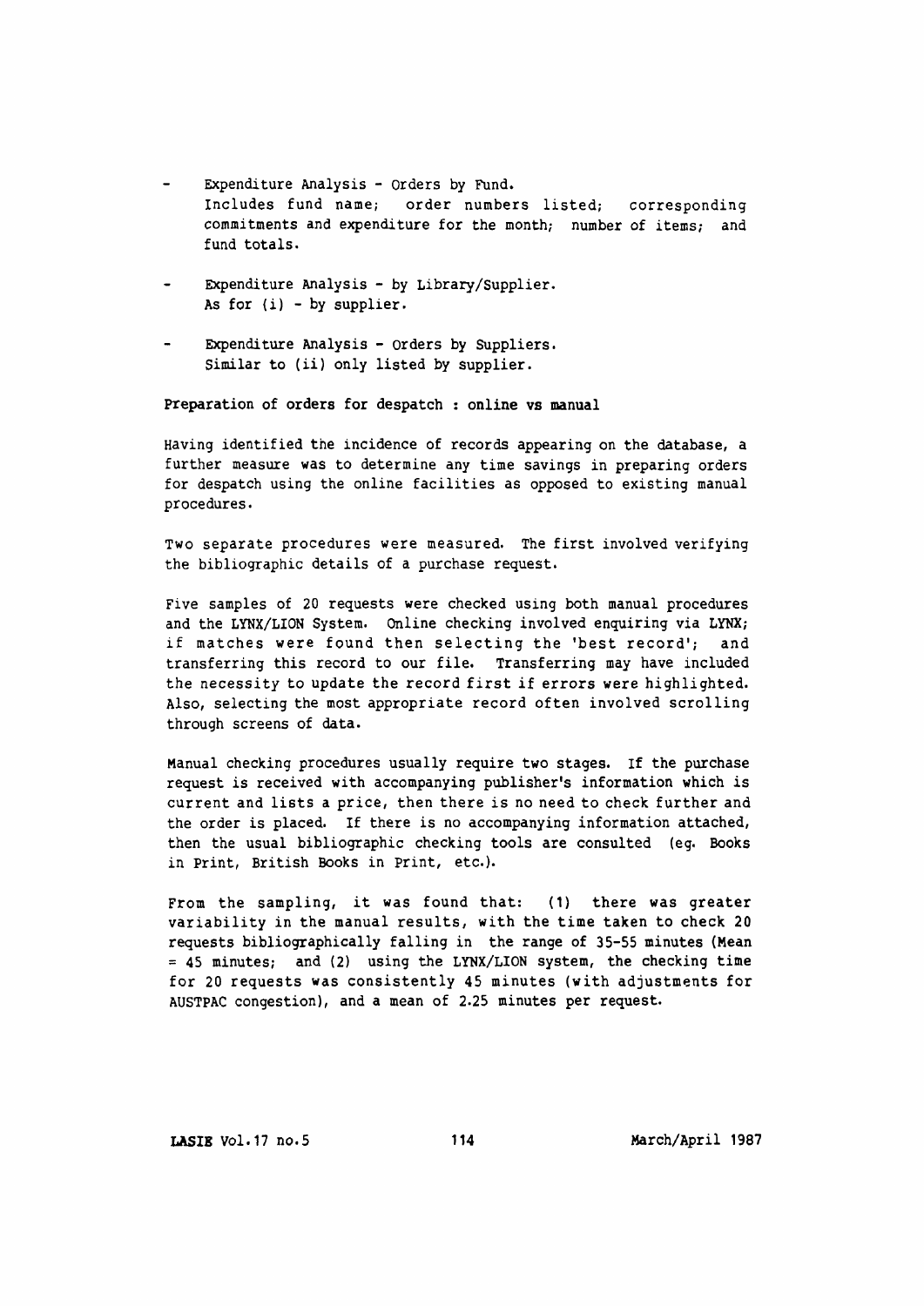- Expenditure Analysis - Orders by Fund.
  Includes fund name; order numbers listed; corresponding commitments and expenditure for the month; number of items; and fund totals.

- Expenditure Analysis - by Library/Supplier.
  As for (i) - by supplier.

- Expenditure Analysis - Orders by Suppliers.
  Similar to (ii) only listed by supplier.

**Preparation of orders for despatch : online vs manual**

Having identified the incidence of records appearing on the database, a further measure was to determine any time savings in preparing orders for despatch using the online facilities as opposed to existing manual procedures.

Two separate procedures were measured. The first involved verifying the bibliographic details of a purchase request.

Five samples of 20 requests were checked using both manual procedures and the LYNX/LION System. Online checking involved enquiring via LYNX; if matches were found then selecting the 'best record'; and transferring this record to our file. Transferring may have included the necessity to update the record first if errors were highlighted. Also, selecting the most appropriate record often involved scrolling through screens of data.

Manual checking procedures usually require two stages. If the purchase request is received with accompanying publisher's information which is current and lists a price, then there is no need to check further and the order is placed. If there is no accompanying information attached, then the usual bibliographic checking tools are consulted (eg. Books in Print, British Books in Print, etc.).

From the sampling, it was found that: (1) there was greater variability in the manual results, with the time taken to check 20 requests bibliographically falling in the range of 35-55 minutes (Mean = 45 minutes; and (2) using the LYNX/LION system, the checking time for 20 requests was consistently 45 minutes (with adjustments for AUSTPAC congestion), and a mean of 2.25 minutes per request.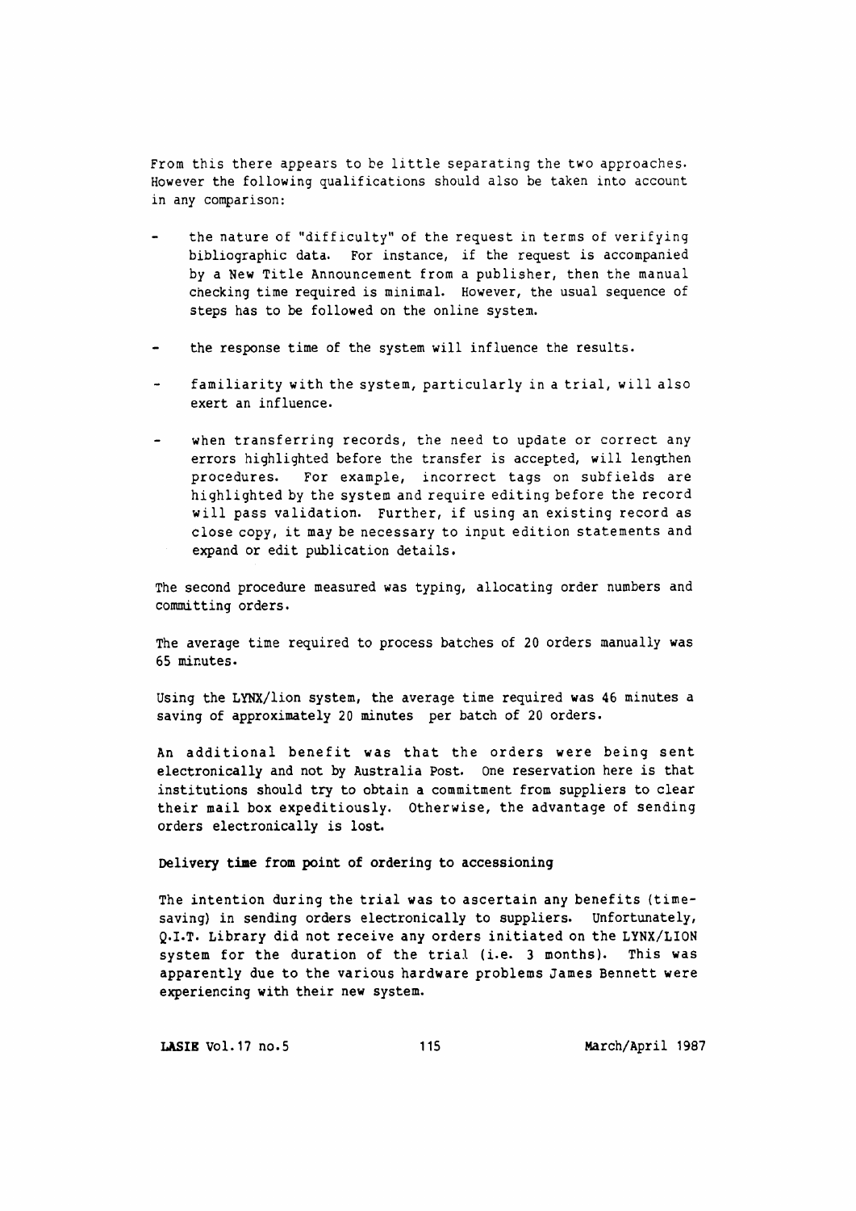From this there appears to be little separating the two approaches. However the following qualifications should also be taken into account in any comparison:

- the nature of "difficulty" of the request in terms of verifying bibliographic data. For instance, if the request is accompanied by a New Title Announcement from a publisher, then the manual checking time required is minimal. However, the usual sequence of steps has to be followed on the online system.

- the response time of the system will influence the results.

- familiarity with the system, particularly in a trial, will also exert an influence.

- when transferring records, the need to update or correct any errors highlighted before the transfer is accepted, will lengthen procedures. For example, incorrect tags on subfields are highlighted by the system and require editing before the record will pass validation. Further, if using an existing record as close copy, it may be necessary to input edition statements and expand or edit publication details.

The second procedure measured was typing, allocating order numbers and committing orders.

The average time required to process batches of 20 orders manually was 65 minutes.

Using the LYNX/lion system, the average time required was 46 minutes a saving of approximately 20 minutes per batch of 20 orders.

An additional benefit was that the orders were being sent electronically and not by Australia Post. One reservation here is that institutions should try to obtain a commitment from suppliers to clear their mail box expeditiously. Otherwise, the advantage of sending orders electronically is lost.

**Delivery time from point of ordering to accessioning**

The intention during the trial was to ascertain any benefits (time-saving) in sending orders electronically to suppliers. Unfortunately, Q.I.T. Library did not receive any orders initiated on the LYNX/LION system for the duration of the trial (i.e. 3 months). This was apparently due to the various hardware problems James Bennett were experiencing with their new system.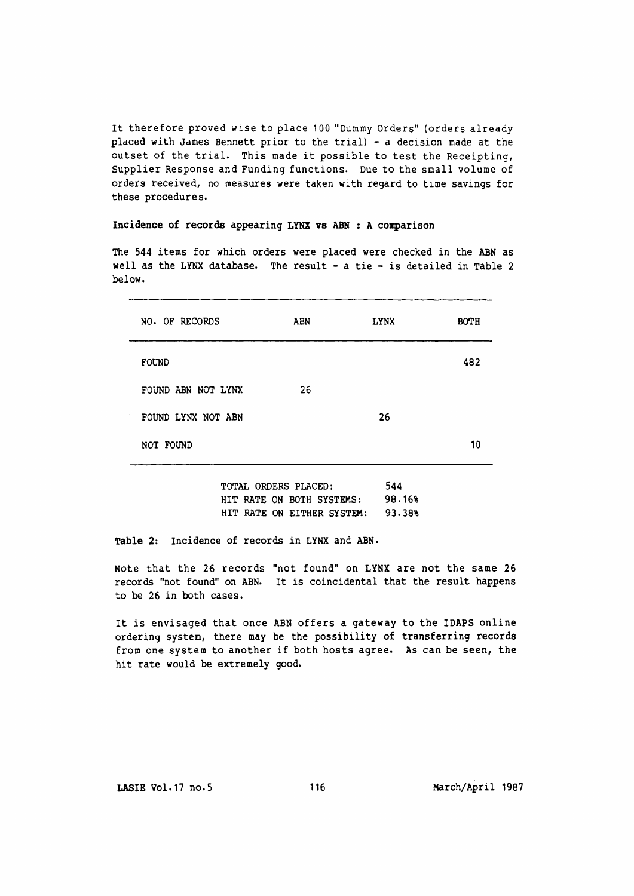It therefore proved wise to place 100 "Dummy Orders" (orders already placed with James Bennett prior to the trial) - a decision made at the outset of the trial. This made it possible to test the Receipting, Supplier Response and Funding functions. Due to the small volume of orders received, no measures were taken with regard to time savings for these procedures.

**Incidence of records appearing LYNX vs ABN : A comparison**

The 544 items for which orders were placed were checked in the ABN as well as the LYNX database. The result - a tie - is detailed in Table 2 below.

| NO. OF RECORDS | ABN | LYNX | BOTH |
|---|---|---|---|
| FOUND | | | 482 |
| FOUND ABN NOT LYNX | 26 | | |
| FOUND LYNX NOT ABN | | 26 | |
| NOT FOUND | | | 10 |

| | |
|---|---|
| TOTAL ORDERS PLACED: | 544 |
| HIT RATE ON BOTH SYSTEMS: | 98.16% |
| HIT RATE ON EITHER SYSTEM: | 93.38% |

**Table 2:** Incidence of records in LYNX and ABN.

Note that the 26 records "not found" on LYNX are not the same 26 records "not found" on ABN. It is coincidental that the result happens to be 26 in both cases.

It is envisaged that once ABN offers a gateway to the IDAPS online ordering system, there may be the possibility of transferring records from one system to another if both hosts agree. As can be seen, the hit rate would be extremely good.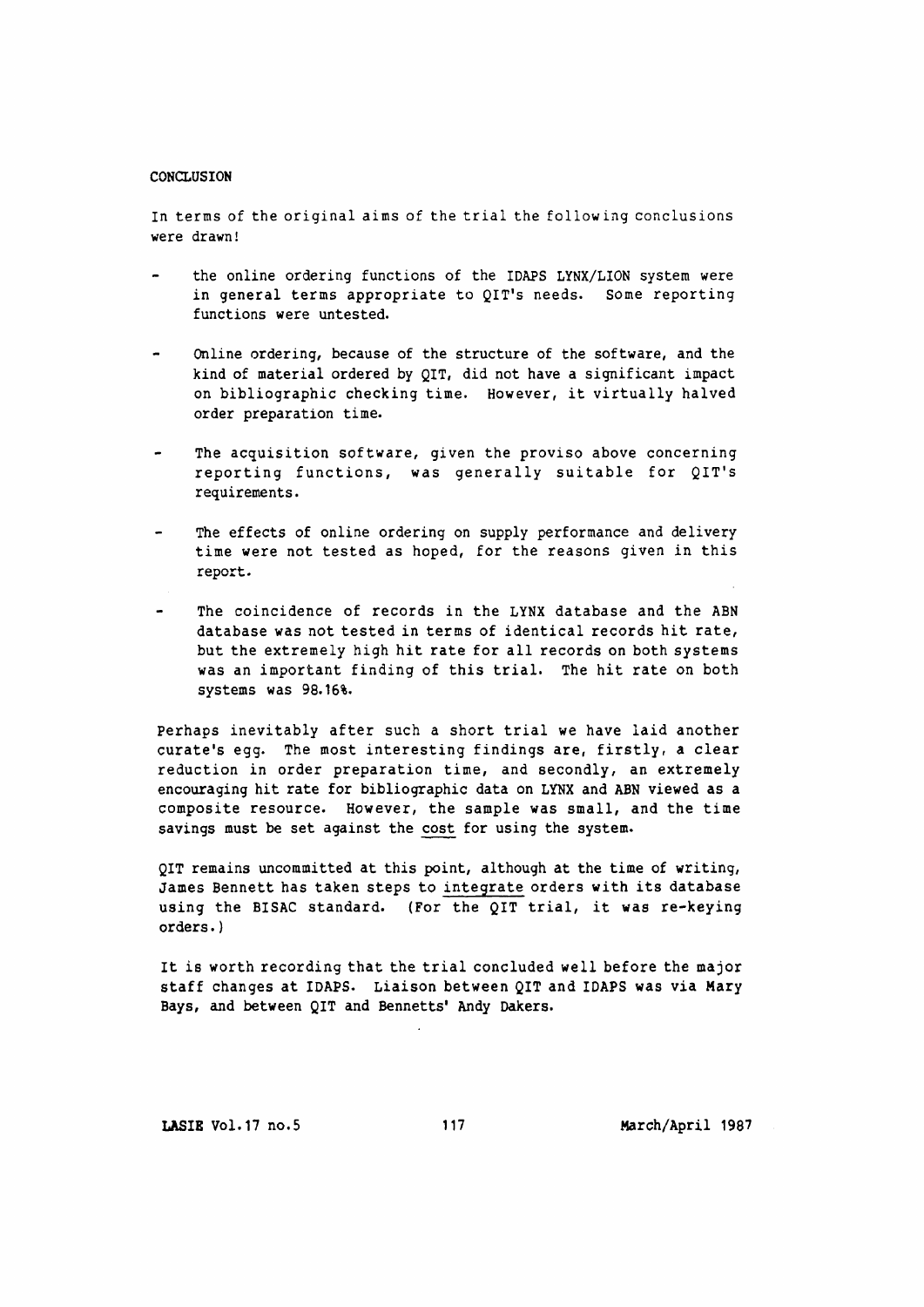## CONCLUSION

In terms of the original aims of the trial the following conclusions were drawn!

- the online ordering functions of the IDAPS LYNX/LION system were in general terms appropriate to QIT's needs. Some reporting functions were untested.
- Online ordering, because of the structure of the software, and the kind of material ordered by QIT, did not have a significant impact on bibliographic checking time. However, it virtually halved order preparation time.
- The acquisition software, given the proviso above concerning reporting functions, was generally suitable for QIT's requirements.
- The effects of online ordering on supply performance and delivery time were not tested as hoped, for the reasons given in this report.
- The coincidence of records in the LYNX database and the ABN database was not tested in terms of identical records hit rate, but the extremely high hit rate for all records on both systems was an important finding of this trial. The hit rate on both systems was 98.16%.

Perhaps inevitably after such a short trial we have laid another curate's egg. The most interesting findings are, firstly, a clear reduction in order preparation time, and secondly, an extremely encouraging hit rate for bibliographic data on LYNX and ABN viewed as a composite resource. However, the sample was small, and the time savings must be set against the <u>cost</u> for using the system.

QIT remains uncommitted at this point, although at the time of writing, James Bennett has taken steps to <u>integrate</u> orders with its database using the BISAC standard. (For the QIT trial, it was re-keying orders.)

It is worth recording that the trial concluded well before the major staff changes at IDAPS. Liaison between QIT and IDAPS was via Mary Bays, and between QIT and Bennetts' Andy Dakers.